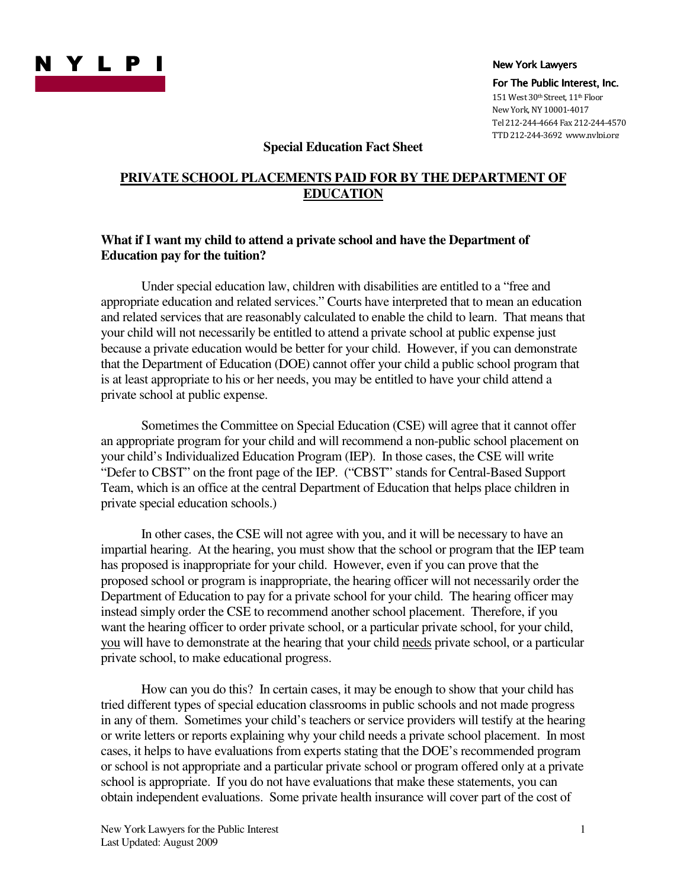**NYLPI**

**New York Lawyers For The Public Interest, Inc.**
151 West 30th Street, 11th Floor
New York, NY 10001-4017
Tel 212-244-4664 Fax 212-244-4570
TTD 212-244-3692 www.nylpi.org

**Special Education Fact Sheet**

# PRIVATE SCHOOL PLACEMENTS PAID FOR BY THE DEPARTMENT OF EDUCATION

### What if I want my child to attend a private school and have the Department of Education pay for the tuition?

Under special education law, children with disabilities are entitled to a "free and appropriate education and related services." Courts have interpreted that to mean an education and related services that are reasonably calculated to enable the child to learn. That means that your child will not necessarily be entitled to attend a private school at public expense just because a private education would be better for your child. However, if you can demonstrate that the Department of Education (DOE) cannot offer your child a public school program that is at least appropriate to his or her needs, you may be entitled to have your child attend a private school at public expense.

Sometimes the Committee on Special Education (CSE) will agree that it cannot offer an appropriate program for your child and will recommend a non-public school placement on your child's Individualized Education Program (IEP). In those cases, the CSE will write "Defer to CBST" on the front page of the IEP. ("CBST" stands for Central-Based Support Team, which is an office at the central Department of Education that helps place children in private special education schools.)

In other cases, the CSE will not agree with you, and it will be necessary to have an impartial hearing. At the hearing, you must show that the school or program that the IEP team has proposed is inappropriate for your child. However, even if you can prove that the proposed school or program is inappropriate, the hearing officer will not necessarily order the Department of Education to pay for a private school for your child. The hearing officer may instead simply order the CSE to recommend another school placement. Therefore, if you want the hearing officer to order private school, or a particular private school, for your child, you will have to demonstrate at the hearing that your child needs private school, or a particular private school, to make educational progress.

How can you do this? In certain cases, it may be enough to show that your child has tried different types of special education classrooms in public schools and not made progress in any of them. Sometimes your child's teachers or service providers will testify at the hearing or write letters or reports explaining why your child needs a private school placement. In most cases, it helps to have evaluations from experts stating that the DOE's recommended program or school is not appropriate and a particular private school or program offered only at a private school is appropriate. If you do not have evaluations that make these statements, you can obtain independent evaluations. Some private health insurance will cover part of the cost of

New York Lawyers for the Public Interest
Last Updated: August 2009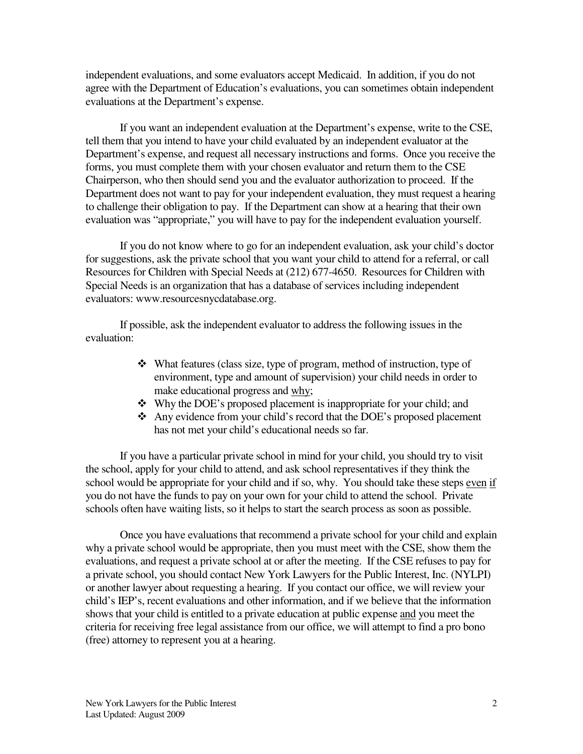independent evaluations, and some evaluators accept Medicaid. In addition, if you do not agree with the Department of Education's evaluations, you can sometimes obtain independent evaluations at the Department's expense.

If you want an independent evaluation at the Department's expense, write to the CSE, tell them that you intend to have your child evaluated by an independent evaluator at the Department's expense, and request all necessary instructions and forms. Once you receive the forms, you must complete them with your chosen evaluator and return them to the CSE Chairperson, who then should send you and the evaluator authorization to proceed. If the Department does not want to pay for your independent evaluation, they must request a hearing to challenge their obligation to pay. If the Department can show at a hearing that their own evaluation was "appropriate," you will have to pay for the independent evaluation yourself.

If you do not know where to go for an independent evaluation, ask your child's doctor for suggestions, ask the private school that you want your child to attend for a referral, or call Resources for Children with Special Needs at (212) 677-4650. Resources for Children with Special Needs is an organization that has a database of services including independent evaluators: www.resourcesnycdatabase.org.

If possible, ask the independent evaluator to address the following issues in the evaluation:

- What features (class size, type of program, method of instruction, type of environment, type and amount of supervision) your child needs in order to make educational progress and <u>why</u>;
- Why the DOE's proposed placement is inappropriate for your child; and
- Any evidence from your child's record that the DOE's proposed placement has not met your child's educational needs so far.

If you have a particular private school in mind for your child, you should try to visit the school, apply for your child to attend, and ask school representatives if they think the school would be appropriate for your child and if so, why. You should take these steps <u>even if</u> you do not have the funds to pay on your own for your child to attend the school. Private schools often have waiting lists, so it helps to start the search process as soon as possible.

Once you have evaluations that recommend a private school for your child and explain why a private school would be appropriate, then you must meet with the CSE, show them the evaluations, and request a private school at or after the meeting. If the CSE refuses to pay for a private school, you should contact New York Lawyers for the Public Interest, Inc. (NYLPI) or another lawyer about requesting a hearing. If you contact our office, we will review your child's IEP's, recent evaluations and other information, and if we believe that the information shows that your child is entitled to a private education at public expense <u>and</u> you meet the criteria for receiving free legal assistance from our office, we will attempt to find a pro bono (free) attorney to represent you at a hearing.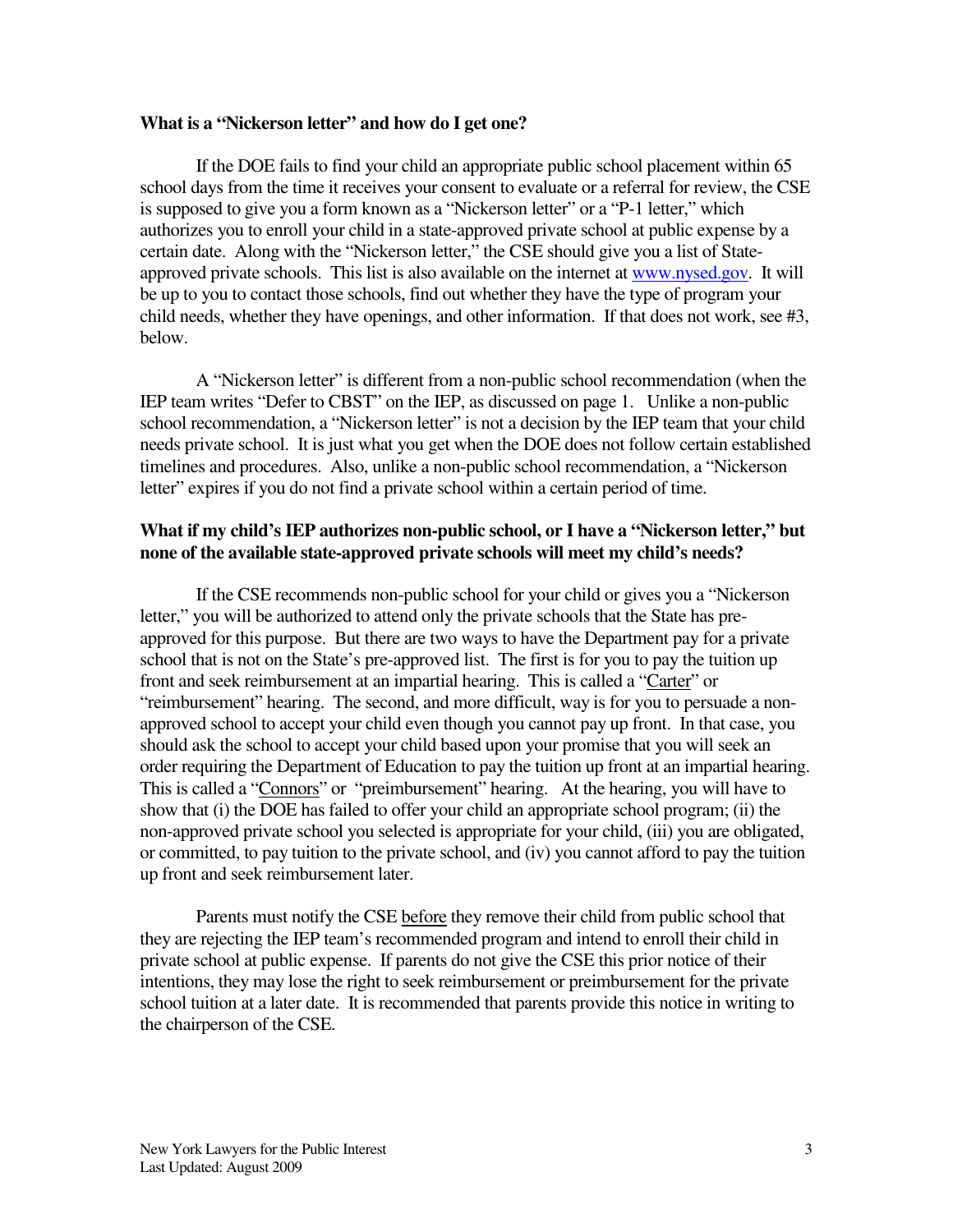**What is a "Nickerson letter" and how do I get one?**

If the DOE fails to find your child an appropriate public school placement within 65 school days from the time it receives your consent to evaluate or a referral for review, the CSE is supposed to give you a form known as a "Nickerson letter" or a "P-1 letter," which authorizes you to enroll your child in a state-approved private school at public expense by a certain date. Along with the "Nickerson letter," the CSE should give you a list of State-approved private schools. This list is also available on the internet at [www.nysed.gov](http://www.nysed.gov). It will be up to you to contact those schools, find out whether they have the type of program your child needs, whether they have openings, and other information. If that does not work, see #3, below.

A "Nickerson letter" is different from a non-public school recommendation (when the IEP team writes "Defer to CBST" on the IEP, as discussed on page 1. Unlike a non-public school recommendation, a "Nickerson letter" is not a decision by the IEP team that your child needs private school. It is just what you get when the DOE does not follow certain established timelines and procedures. Also, unlike a non-public school recommendation, a "Nickerson letter" expires if you do not find a private school within a certain period of time.

**What if my child's IEP authorizes non-public school, or I have a "Nickerson letter," but none of the available state-approved private schools will meet my child's needs?**

If the CSE recommends non-public school for your child or gives you a "Nickerson letter," you will be authorized to attend only the private schools that the State has pre-approved for this purpose. But there are two ways to have the Department pay for a private school that is not on the State's pre-approved list. The first is for you to pay the tuition up front and seek reimbursement at an impartial hearing. This is called a "Carter" or "reimbursement" hearing. The second, and more difficult, way is for you to persuade a non-approved school to accept your child even though you cannot pay up front. In that case, you should ask the school to accept your child based upon your promise that you will seek an order requiring the Department of Education to pay the tuition up front at an impartial hearing. This is called a "Connors" or "preimbursement" hearing. At the hearing, you will have to show that (i) the DOE has failed to offer your child an appropriate school program; (ii) the non-approved private school you selected is appropriate for your child, (iii) you are obligated, or committed, to pay tuition to the private school, and (iv) you cannot afford to pay the tuition up front and seek reimbursement later.

Parents must notify the CSE before they remove their child from public school that they are rejecting the IEP team's recommended program and intend to enroll their child in private school at public expense. If parents do not give the CSE this prior notice of their intentions, they may lose the right to seek reimbursement or preimbursement for the private school tuition at a later date. It is recommended that parents provide this notice in writing to the chairperson of the CSE.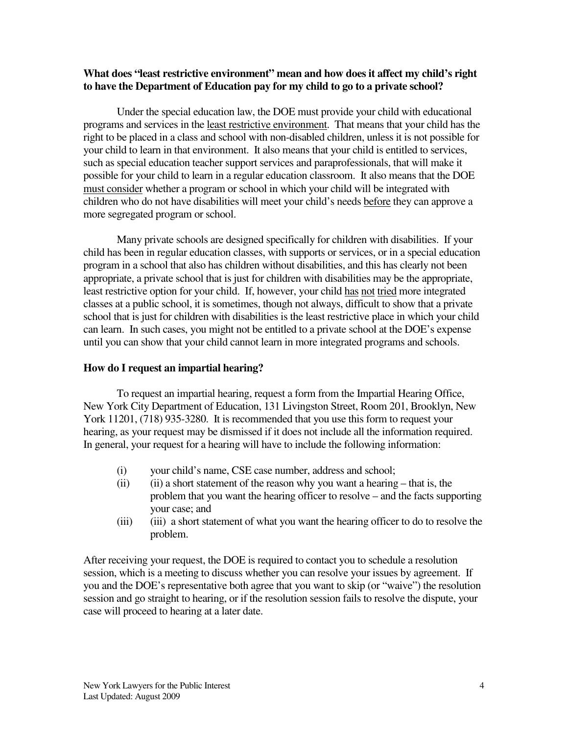**What does "least restrictive environment" mean and how does it affect my child's right to have the Department of Education pay for my child to go to a private school?**

Under the special education law, the DOE must provide your child with educational programs and services in the least restrictive environment. That means that your child has the right to be placed in a class and school with non-disabled children, unless it is not possible for your child to learn in that environment. It also means that your child is entitled to services, such as special education teacher support services and paraprofessionals, that will make it possible for your child to learn in a regular education classroom. It also means that the DOE must consider whether a program or school in which your child will be integrated with children who do not have disabilities will meet your child's needs before they can approve a more segregated program or school.

Many private schools are designed specifically for children with disabilities. If your child has been in regular education classes, with supports or services, or in a special education program in a school that also has children without disabilities, and this has clearly not been appropriate, a private school that is just for children with disabilities may be the appropriate, least restrictive option for your child. If, however, your child has not tried more integrated classes at a public school, it is sometimes, though not always, difficult to show that a private school that is just for children with disabilities is the least restrictive place in which your child can learn. In such cases, you might not be entitled to a private school at the DOE's expense until you can show that your child cannot learn in more integrated programs and schools.

**How do I request an impartial hearing?**

To request an impartial hearing, request a form from the Impartial Hearing Office, New York City Department of Education, 131 Livingston Street, Room 201, Brooklyn, New York 11201, (718) 935-3280. It is recommended that you use this form to request your hearing, as your request may be dismissed if it does not include all the information required. In general, your request for a hearing will have to include the following information:

(i) your child's name, CSE case number, address and school;

(ii) (ii) a short statement of the reason why you want a hearing – that is, the problem that you want the hearing officer to resolve – and the facts supporting your case; and

(iii) (iii) a short statement of what you want the hearing officer to do to resolve the problem.

After receiving your request, the DOE is required to contact you to schedule a resolution session, which is a meeting to discuss whether you can resolve your issues by agreement. If you and the DOE's representative both agree that you want to skip (or "waive") the resolution session and go straight to hearing, or if the resolution session fails to resolve the dispute, your case will proceed to hearing at a later date.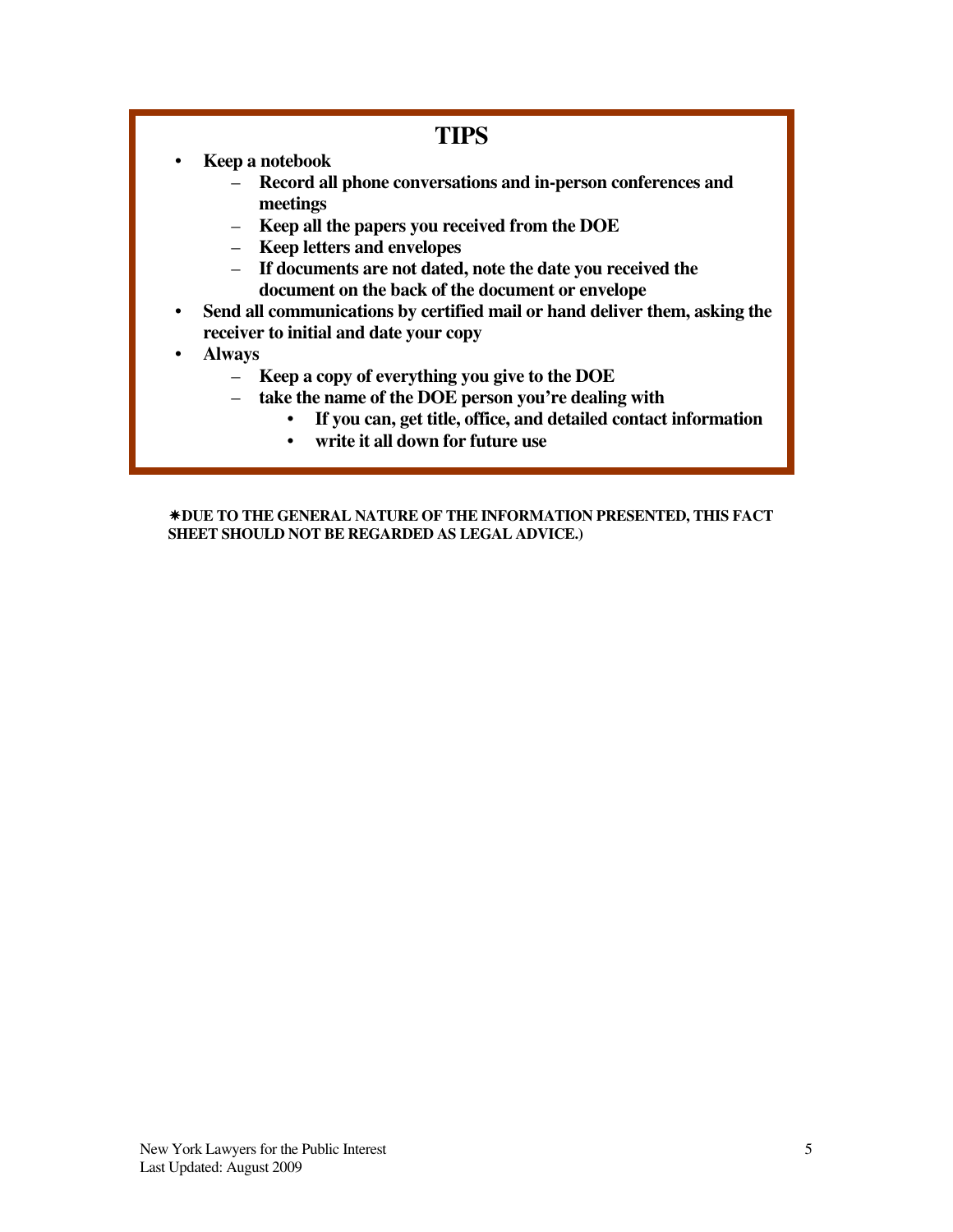## TIPS

- **Keep a notebook**
  - **Record all phone conversations and in-person conferences and meetings**
  - **Keep all the papers you received from the DOE**
  - **Keep letters and envelopes**
  - **If documents are not dated, note the date you received the document on the back of the document or envelope**
- **Send all communications by certified mail or hand deliver them, asking the receiver to initial and date your copy**
- **Always**
  - **Keep a copy of everything you give to the DOE**
  - **take the name of the DOE person you're dealing with**
    - **If you can, get title, office, and detailed contact information**
    - **write it all down for future use**

**✷DUE TO THE GENERAL NATURE OF THE INFORMATION PRESENTED, THIS FACT SHEET SHOULD NOT BE REGARDED AS LEGAL ADVICE.)**

New York Lawyers for the Public Interest
Last Updated: August 2009